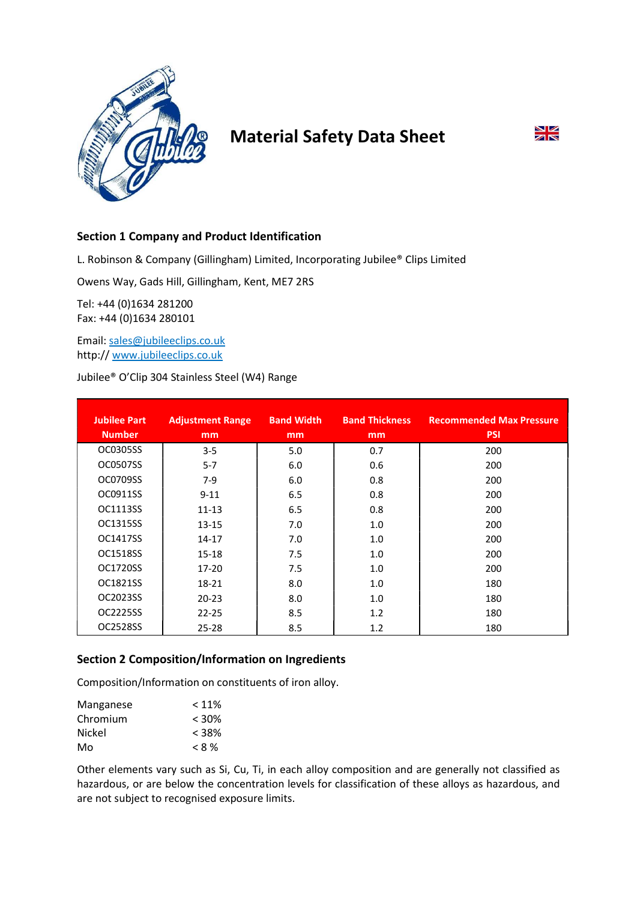# Material Safety Data Sheet

## Section 1 Company and Product Identification

L. Robinson & Company (Gillingham) Limited, Incorporating Jubilee® Clips Limited

Owens Way, Gads Hill, Gillingham, Kent, ME7 2RS

Tel: +44 (0)1634 281200
Fax: +44 (0)1634 280101

Email: sales@jubileeclips.co.uk
http:// www.jubileeclips.co.uk

Jubilee® O'Clip 304 Stainless Steel (W4) Range

| Jubilee Part Number | Adjustment Range mm | Band Width mm | Band Thickness mm | Recommended Max Pressure PSI |
|---|---|---|---|---|
| OC0305SS | 3-5 | 5.0 | 0.7 | 200 |
| OC0507SS | 5-7 | 6.0 | 0.6 | 200 |
| OC0709SS | 7-9 | 6.0 | 0.8 | 200 |
| OC0911SS | 9-11 | 6.5 | 0.8 | 200 |
| OC1113SS | 11-13 | 6.5 | 0.8 | 200 |
| OC1315SS | 13-15 | 7.0 | 1.0 | 200 |
| OC1417SS | 14-17 | 7.0 | 1.0 | 200 |
| OC1518SS | 15-18 | 7.5 | 1.0 | 200 |
| OC1720SS | 17-20 | 7.5 | 1.0 | 200 |
| OC1821SS | 18-21 | 8.0 | 1.0 | 180 |
| OC2023SS | 20-23 | 8.0 | 1.0 | 180 |
| OC2225SS | 22-25 | 8.5 | 1.2 | 180 |
| OC2528SS | 25-28 | 8.5 | 1.2 | 180 |

## Section 2 Composition/Information on Ingredients

Composition/Information on constituents of iron alloy.

| | |
|---|---|
| Manganese | < 11% |
| Chromium | < 30% |
| Nickel | < 38% |
| Mo | < 8 % |

Other elements vary such as Si, Cu, Ti, in each alloy composition and are generally not classified as hazardous, or are below the concentration levels for classification of these alloys as hazardous, and are not subject to recognised exposure limits.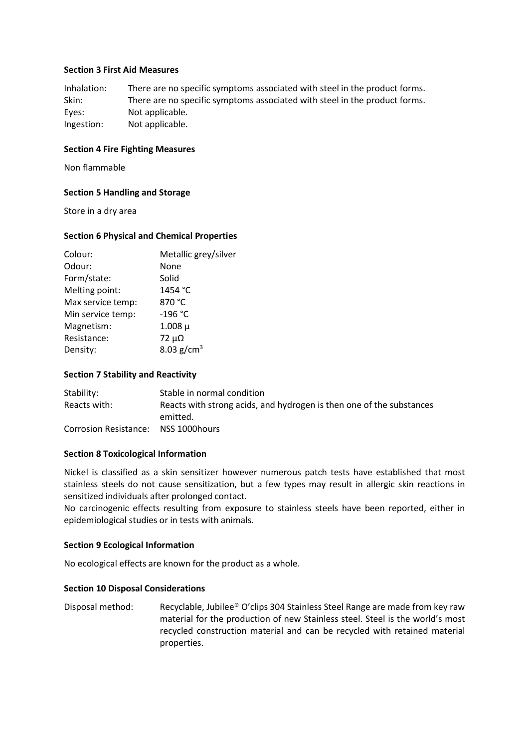**Section 3 First Aid Measures**

| | |
|---|---|
| Inhalation: | There are no specific symptoms associated with steel in the product forms. |
| Skin: | There are no specific symptoms associated with steel in the product forms. |
| Eyes: | Not applicable. |
| Ingestion: | Not applicable. |

**Section 4 Fire Fighting Measures**

Non flammable

**Section 5 Handling and Storage**

Store in a dry area

**Section 6 Physical and Chemical Properties**

| | |
|---|---|
| Colour: | Metallic grey/silver |
| Odour: | None |
| Form/state: | Solid |
| Melting point: | 1454 °C |
| Max service temp: | 870 °C |
| Min service temp: | -196 °C |
| Magnetism: | 1.008 µ |
| Resistance: | 72 µΩ |
| Density: | 8.03 g/cm$^3$ |

**Section 7 Stability and Reactivity**

| | |
|---|---|
| Stability: | Stable in normal condition |
| Reacts with: | Reacts with strong acids, and hydrogen is then one of the substances emitted. |
| Corrosion Resistance: | NSS 1000hours |

**Section 8 Toxicological Information**

Nickel is classified as a skin sensitizer however numerous patch tests have established that most stainless steels do not cause sensitization, but a few types may result in allergic skin reactions in sensitized individuals after prolonged contact.
No carcinogenic effects resulting from exposure to stainless steels have been reported, either in epidemiological studies or in tests with animals.

**Section 9 Ecological Information**

No ecological effects are known for the product as a whole.

**Section 10 Disposal Considerations**

| | |
|---|---|
| Disposal method: | Recyclable, Jubilee® O'clips 304 Stainless Steel Range are made from key raw material for the production of new Stainless steel. Steel is the world's most recycled construction material and can be recycled with retained material properties. |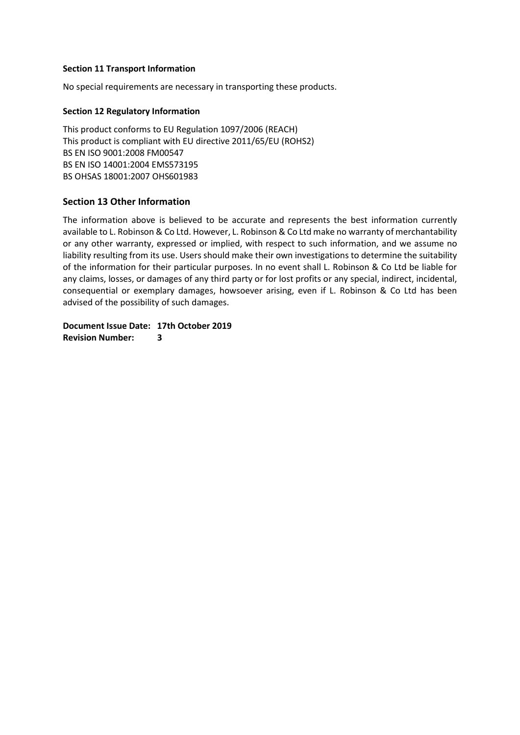### Section 11 Transport Information

No special requirements are necessary in transporting these products.

### Section 12 Regulatory Information

This product conforms to EU Regulation 1097/2006 (REACH)
This product is compliant with EU directive 2011/65/EU (ROHS2)
BS EN ISO 9001:2008 FM00547
BS EN ISO 14001:2004 EMS573195
BS OHSAS 18001:2007 OHS601983

## Section 13 Other Information

The information above is believed to be accurate and represents the best information currently available to L. Robinson & Co Ltd. However, L. Robinson & Co Ltd make no warranty of merchantability or any other warranty, expressed or implied, with respect to such information, and we assume no liability resulting from its use. Users should make their own investigations to determine the suitability of the information for their particular purposes. In no event shall L. Robinson & Co Ltd be liable for any claims, losses, or damages of any third party or for lost profits or any special, indirect, incidental, consequential or exemplary damages, howsoever arising, even if L. Robinson & Co Ltd has been advised of the possibility of such damages.

**Document Issue Date: 17th October 2019**
**Revision Number: 3**